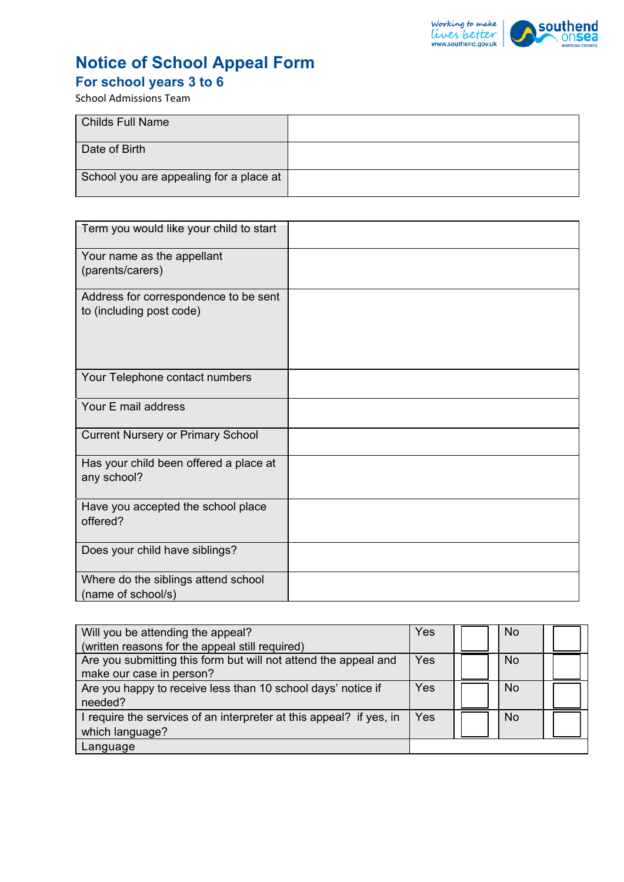# Notice of School Appeal Form

## For school years 3 to 6

School Admissions Team

| Childs Full Name | |
|---|---|
| Date of Birth | |
| School you are appealing for a place at | |

| Term you would like your child to start | |
|---|---|
| Your name as the appellant (parents/carers) | |
| Address for correspondence to be sent to (including post code) | |
| Your Telephone contact numbers | |
| Your E mail address | |
| Current Nursery or Primary School | |
| Has your child been offered a place at any school? | |
| Have you accepted the school place offered? | |
| Does your child have siblings? | |
| Where do the siblings attend school (name of school/s) | |

| | | | | |
|---|---|---|---|---|
| Will you be attending the appeal? (written reasons for the appeal still required) | Yes | ☐ | No | ☐ |
| Are you submitting this form but will not attend the appeal and make our case in person? | Yes | ☐ | No | ☐ |
| Are you happy to receive less than 10 school days' notice if needed? | Yes | ☐ | No | ☐ |
| I require the services of an interpreter at this appeal? if yes, in which language? | Yes | ☐ | No | ☐ |
| Language | | | | |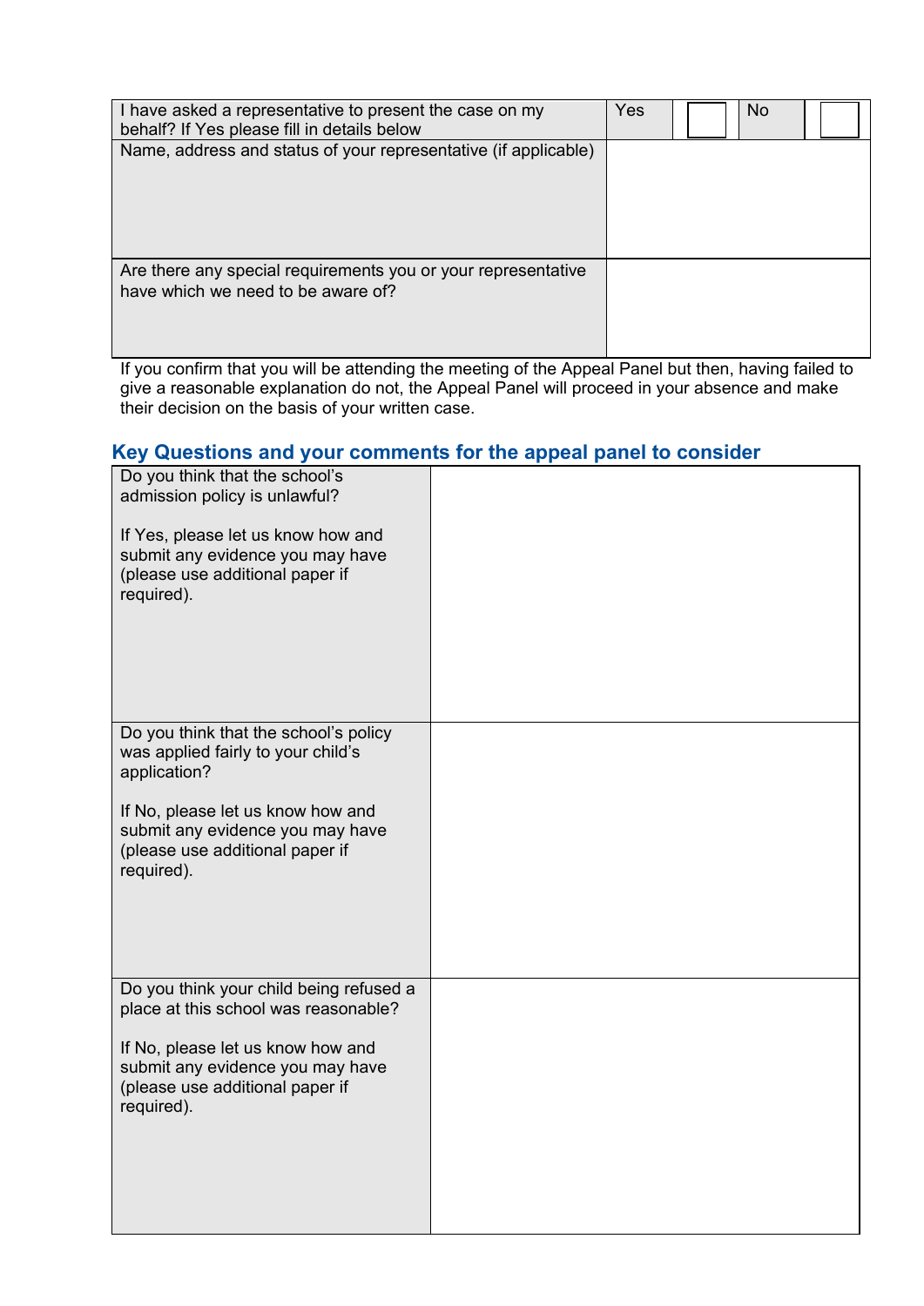| I have asked a representative to present the case on my behalf? If Yes please fill in details below | Yes | ☐ | No | ☐ |
|---|---|---|---|---|
| Name, address and status of your representative (if applicable) | | | | |
| Are there any special requirements you or your representative have which we need to be aware of? | | | | |

If you confirm that you will be attending the meeting of the Appeal Panel but then, having failed to give a reasonable explanation do not, the Appeal Panel will proceed in your absence and make their decision on the basis of your written case.

## Key Questions and your comments for the appeal panel to consider

| | |
|---|---|
| Do you think that the school's admission policy is unlawful?<br><br>If Yes, please let us know how and submit any evidence you may have (please use additional paper if required). | |
| Do you think that the school's policy was applied fairly to your child's application?<br><br>If No, please let us know how and submit any evidence you may have (please use additional paper if required). | |
| Do you think your child being refused a place at this school was reasonable?<br><br>If No, please let us know how and submit any evidence you may have (please use additional paper if required). | |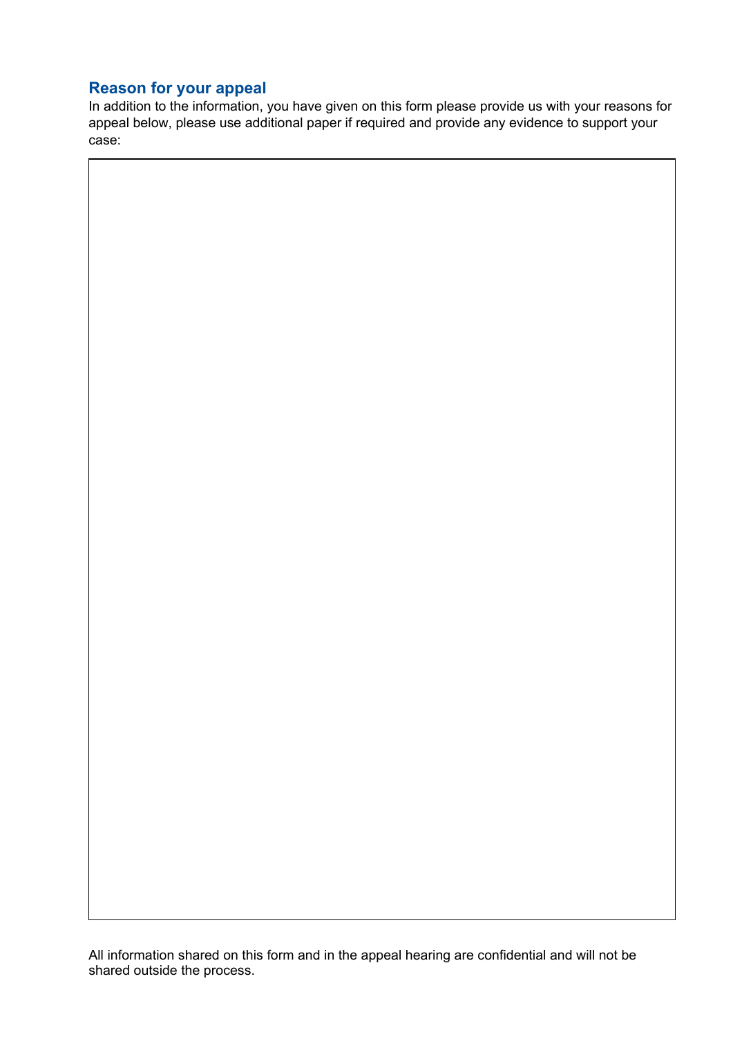## Reason for your appeal

In addition to the information, you have given on this form please provide us with your reasons for appeal below, please use additional paper if required and provide any evidence to support your case:

| |
|---|
| |

All information shared on this form and in the appeal hearing are confidential and will not be shared outside the process.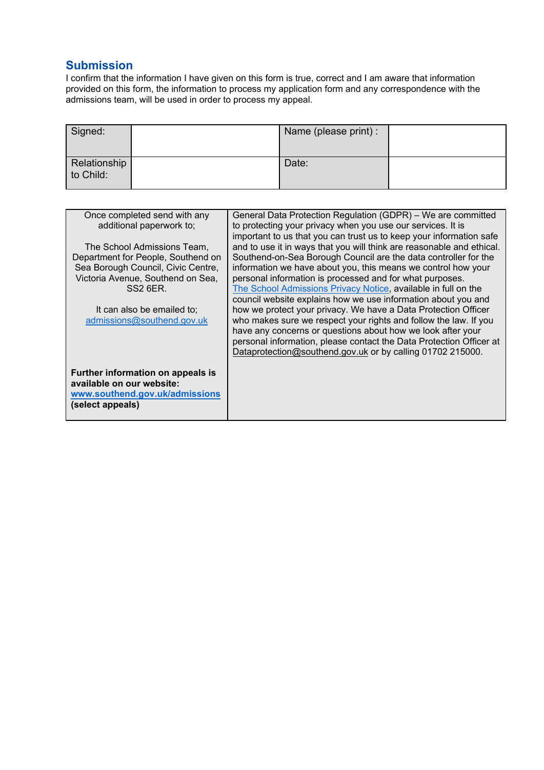## Submission

I confirm that the information I have given on this form is true, correct and I am aware that information provided on this form, the information to process my application form and any correspondence with the admissions team, will be used in order to process my appeal.

| | | | |
|---|---|---|---|
| Signed: | | Name (please print) : | |
| Relationship to Child: | | Date: | |

| | |
|---|---|
| Once completed send with any additional paperwork to;<br><br>The School Admissions Team, Department for People, Southend on Sea Borough Council, Civic Centre, Victoria Avenue, Southend on Sea, SS2 6ER.<br><br>It can also be emailed to; admissions@southend.gov.uk<br><br>**Further information on appeals is available on our website: www.southend.gov.uk/admissions (select appeals)** | General Data Protection Regulation (GDPR) – We are committed to protecting your privacy when you use our services. It is important to us that you can trust us to keep your information safe and to use it in ways that you will think are reasonable and ethical. Southend-on-Sea Borough Council are the data controller for the information we have about you, this means we control how your personal information is processed and for what purposes. The School Admissions Privacy Notice, available in full on the council website explains how we use information about you and how we protect your privacy. We have a Data Protection Officer who makes sure we respect your rights and follow the law. If you have any concerns or questions about how we look after your personal information, please contact the Data Protection Officer at Dataprotection@southend.gov.uk or by calling 01702 215000. |